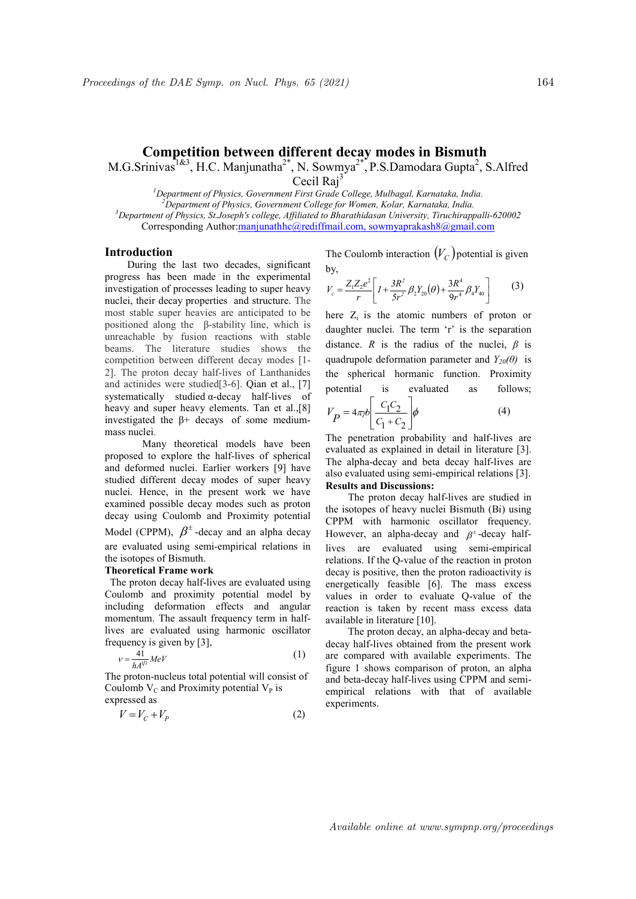# Competition between different decay modes in Bismuth

M.G.Srinivas[1&3], H.C. Manjunatha[2*], N. Sowmya[2*], P.S.Damodara Gupta[2], S.Alfred Cecil Raj[3]

[1]Department of Physics, Government First Grade College, Mulbagal, Karnataka, India.
[2]Department of Physics, Government College for Women, Kolar, Karnataka, India.
[3]Department of Physics, St.Joseph's college, Affiliated to Bharathidasan University, Tiruchirappalli-620002
Corresponding Author:manjunathhc@rediffmail.com, sowmyaprakash8@gmail.com

## Introduction

During the last two decades, significant progress has been made in the experimental investigation of processes leading to super heavy nuclei, their decay properties and structure. The most stable super heavies are anticipated to be positioned along the β-stability line, which is unreachable by fusion reactions with stable beams. The literature studies shows the competition between different decay modes [1-2]. The proton decay half-lives of Lanthanides and actinides were studied[3-6]. Qian et al., [7] systematically studied α-decay half-lives of heavy and super heavy elements. Tan et al.,[8] investigated the β+ decays of some medium-mass nuclei.

Many theoretical models have been proposed to explore the half-lives of spherical and deformed nuclei. Earlier workers [9] have studied different decay modes of super heavy nuclei. Hence, in the present work we have examined possible decay modes such as proton decay using Coulomb and Proximity potential Model (CPPM), $\beta^{\pm}$-decay and an alpha decay are evaluated using semi-empirical relations in the isotopes of Bismuth.

**Theoretical Frame work**

The proton decay half-lives are evaluated using Coulomb and proximity potential model by including deformation effects and angular momentum. The assault frequency term in half-lives are evaluated using harmonic oscillator frequency is given by [3],

$$\nu = \frac{41}{hA^{1/3}} MeV \tag{1}$$

The proton-nucleus total potential will consist of Coulomb $V_C$ and Proximity potential $V_P$ is expressed as

$$V = V_C + V_P \tag{2}$$

The Coulomb interaction $(V_C)$ potential is given by,

$$V_c = \frac{Z_1 Z_2 e^2}{r}\left[1 + \frac{3R^2}{5r^2}\beta_2 Y_{20}(\theta) + \frac{3R^4}{9r^4}\beta_4 Y_{40}\right] \tag{3}$$

here $Z_i$ is the atomic numbers of proton or daughter nuclei. The term 'r' is the separation distance. $R$ is the radius of the nuclei, $\beta$ is quadrupole deformation parameter and $Y_{20}(\theta)$ is the spherical hormanic function. Proximity potential is evaluated as follows;

$$V_P = 4\pi\gamma b\left[\frac{C_1 C_2}{C_1 + C_2}\right]\phi \tag{4}$$

The penetration probability and half-lives are evaluated as explained in detail in literature [3]. The alpha-decay and beta decay half-lives are also evaluated using semi-empirical relations [3].

**Results and Discussions:**

The proton decay half-lives are studied in the isotopes of heavy nuclei Bismuth (Bi) using CPPM with harmonic oscillator frequency. However, an alpha-decay and $\beta^{\pm}$-decay half-lives are evaluated using semi-empirical relations. If the Q-value of the reaction in proton decay is positive, then the proton radioactivity is energetically feasible [6]. The mass excess values in order to evaluate Q-value of the reaction is taken by recent mass excess data available in literature [10].

The proton decay, an alpha-decay and beta-decay half-lives obtained from the present work are compared with available experiments. The figure 1 shows comparison of proton, an alpha and beta-decay half-lives using CPPM and semi-empirical relations with that of available experiments.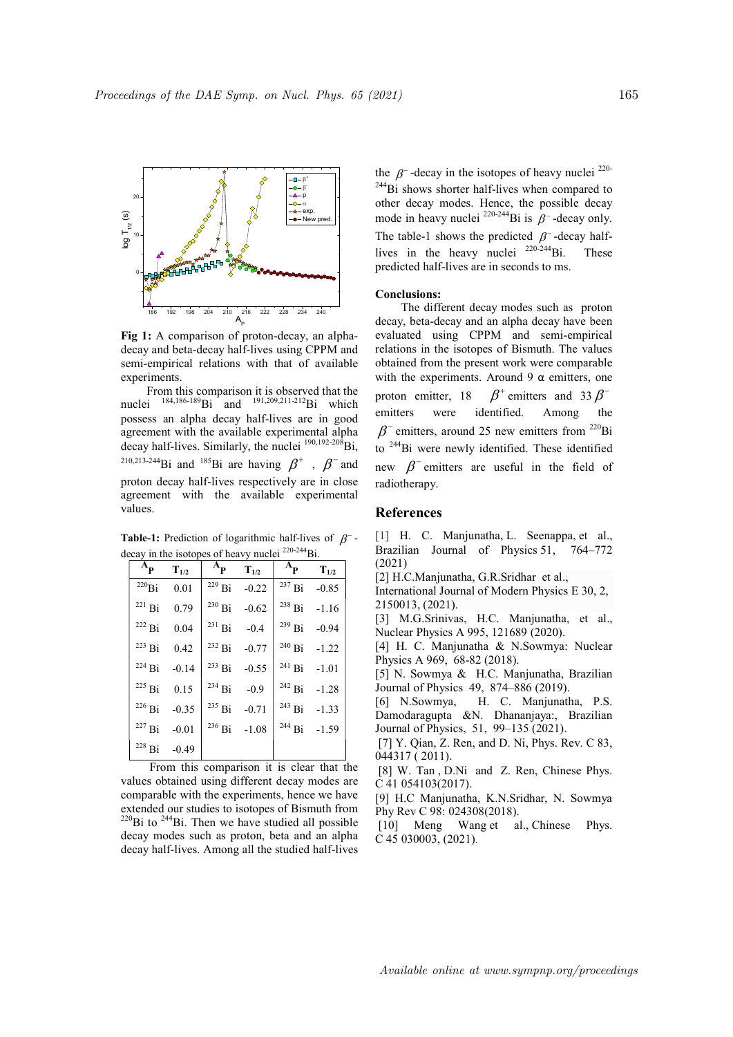log $T_{1/2}$ (s)

20

10

0

186 192 198 204 210 216 222 228 234 240

$A_P$

$\beta^+$
$\beta^-$
p
α
exp.
New pred.

**Fig 1:** A comparison of proton-decay, an alpha-decay and beta-decay half-lives using CPPM and semi-empirical relations with that of available experiments.

From this comparison it is observed that the nuclei $^{184,186-189}$Bi and $^{191,209,211-212}$Bi which possess an alpha decay half-lives are in good agreement with the available experimental alpha decay half-lives. Similarly, the nuclei $^{190,192-208}$Bi, $^{210,213-244}$Bi and $^{185}$Bi are having $\beta^+$, $\beta^-$ and proton decay half-lives respectively are in close agreement with the available experimental values.

**Table-1:** Prediction of logarithmic half-lives of $\beta^-$-decay in the isotopes of heavy nuclei $^{220-244}$Bi.

| $A_P$ | $T_{1/2}$ | $A_P$ | $T_{1/2}$ | $A_P$ | $T_{1/2}$ |
|---|---|---|---|---|---|
| $^{220}$Bi | 0.01 | $^{229}$ Bi | -0.22 | $^{237}$ Bi | -0.85 |
| $^{221}$ Bi | 0.79 | $^{230}$ Bi | -0.62 | $^{238}$ Bi | -1.16 |
| $^{222}$ Bi | 0.04 | $^{231}$ Bi | -0.4 | $^{239}$ Bi | -0.94 |
| $^{223}$ Bi | 0.42 | $^{232}$ Bi | -0.77 | $^{240}$ Bi | -1.22 |
| $^{224}$ Bi | -0.14 | $^{233}$ Bi | -0.55 | $^{241}$ Bi | -1.01 |
| $^{225}$ Bi | 0.15 | $^{234}$ Bi | -0.9 | $^{242}$ Bi | -1.28 |
| $^{226}$ Bi | -0.35 | $^{235}$ Bi | -0.71 | $^{243}$ Bi | -1.33 |
| $^{227}$ Bi | -0.01 | $^{236}$ Bi | -1.08 | $^{244}$ Bi | -1.59 |
| $^{228}$ Bi | -0.49 | | | | |

From this comparison it is clear that the values obtained using different decay modes are comparable with the experiments, hence we have extended our studies to isotopes of Bismuth from $^{220}$Bi to $^{244}$Bi. Then we have studied all possible decay modes such as proton, beta and an alpha decay half-lives. Among all the studied half-lives the $\beta^-$-decay in the isotopes of heavy nuclei $^{220-244}$Bi shows shorter half-lives when compared to other decay modes. Hence, the possible decay mode in heavy nuclei $^{220-244}$Bi is $\beta^-$-decay only. The table-1 shows the predicted $\beta^-$-decay half-lives in the heavy nuclei $^{220-244}$Bi. These predicted half-lives are in seconds to ms.

**Conclusions:**

The different decay modes such as proton decay, beta-decay and an alpha decay have been evaluated using CPPM and semi-empirical relations in the isotopes of Bismuth. The values obtained from the present work were comparable with the experiments. Around 9 α emitters, one proton emitter, 18 $\beta^+$ emitters and 33 $\beta^-$ emitters were identified. Among the $\beta^-$ emitters, around 25 new emitters from $^{220}$Bi to $^{244}$Bi were newly identified. These identified new $\beta^-$ emitters are useful in the field of radiotherapy.

## References

[1] H. C. Manjunatha, L. Seenappa, et al., Brazilian Journal of Physics 51, 764–772 (2021)

[2] H.C.Manjunatha, G.R.Sridhar et al., International Journal of Modern Physics E 30, 2, 2150013, (2021).

[3] M.G.Srinivas, H.C. Manjunatha, et al., Nuclear Physics A 995, 121689 (2020).

[4] H. C. Manjunatha & N.Sowmya: Nuclear Physics A 969, 68-82 (2018).

[5] N. Sowmya & H.C. Manjunatha, Brazilian Journal of Physics 49, 874–886 (2019).

[6] N.Sowmya, H. C. Manjunatha, P.S. Damodaragupta &N. Dhananjaya:, Brazilian Journal of Physics, 51, 99–135 (2021).

[7] Y. Qian, Z. Ren, and D. Ni, Phys. Rev. C 83, 044317 ( 2011).

[8] W. Tan , D.Ni and Z. Ren, Chinese Phys. C 41 054103(2017).

[9] H.C Manjunatha, K.N.Sridhar, N. Sowmya Phy Rev C 98: 024308(2018).

[10] Meng Wang et al., Chinese Phys. C 45 030003, (2021).